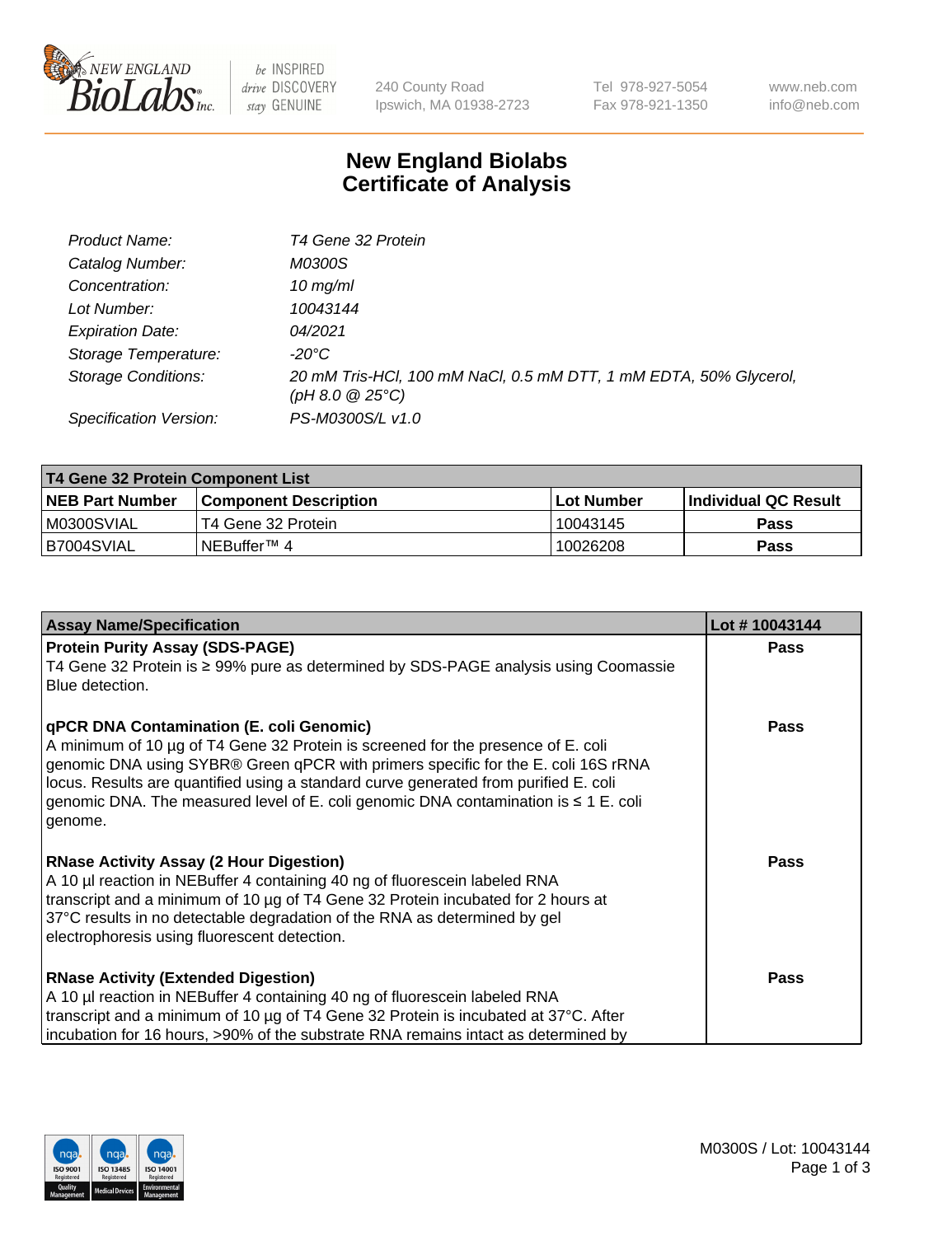New England Biolabs — be INSPIRED drive DISCOVERY stay GENUINE

240 County Road
Ipswich, MA 01938-2723

Tel 978-927-5054
Fax 978-921-1350

www.neb.com
info@neb.com

# New England Biolabs
# Certificate of Analysis

| | |
|---|---|
| *Product Name:* | *T4 Gene 32 Protein* |
| *Catalog Number:* | *M0300S* |
| *Concentration:* | *10 mg/ml* |
| *Lot Number:* | *10043144* |
| *Expiration Date:* | *04/2021* |
| *Storage Temperature:* | *-20°C* |
| *Storage Conditions:* | *20 mM Tris-HCl, 100 mM NaCl, 0.5 mM DTT, 1 mM EDTA, 50% Glycerol, (pH 8.0 @ 25°C)* |
| *Specification Version:* | *PS-M0300S/L v1.0* |

| T4 Gene 32 Protein Component List | | | |
|---|---|---|---|
| **NEB Part Number** | **Component Description** | **Lot Number** | **Individual QC Result** |
| M0300SVIAL | T4 Gene 32 Protein | 10043145 | **Pass** |
| B7004SVIAL | NEBuffer™ 4 | 10026208 | **Pass** |

| Assay Name/Specification | Lot # 10043144 |
|---|---|
| **Protein Purity Assay (SDS-PAGE)**<br>T4 Gene 32 Protein is ≥ 99% pure as determined by SDS-PAGE analysis using Coomassie Blue detection. | **Pass** |
| **qPCR DNA Contamination (E. coli Genomic)**<br>A minimum of 10 µg of T4 Gene 32 Protein is screened for the presence of E. coli genomic DNA using SYBR® Green qPCR with primers specific for the E. coli 16S rRNA locus. Results are quantified using a standard curve generated from purified E. coli genomic DNA. The measured level of E. coli genomic DNA contamination is ≤ 1 E. coli genome. | **Pass** |
| **RNase Activity Assay (2 Hour Digestion)**<br>A 10 µl reaction in NEBuffer 4 containing 40 ng of fluorescein labeled RNA transcript and a minimum of 10 µg of T4 Gene 32 Protein incubated for 2 hours at 37°C results in no detectable degradation of the RNA as determined by gel electrophoresis using fluorescent detection. | **Pass** |
| **RNase Activity (Extended Digestion)**<br>A 10 µl reaction in NEBuffer 4 containing 40 ng of fluorescein labeled RNA transcript and a minimum of 10 µg of T4 Gene 32 Protein is incubated at 37°C. After incubation for 16 hours, >90% of the substrate RNA remains intact as determined by | **Pass** |

M0300S / Lot: 10043144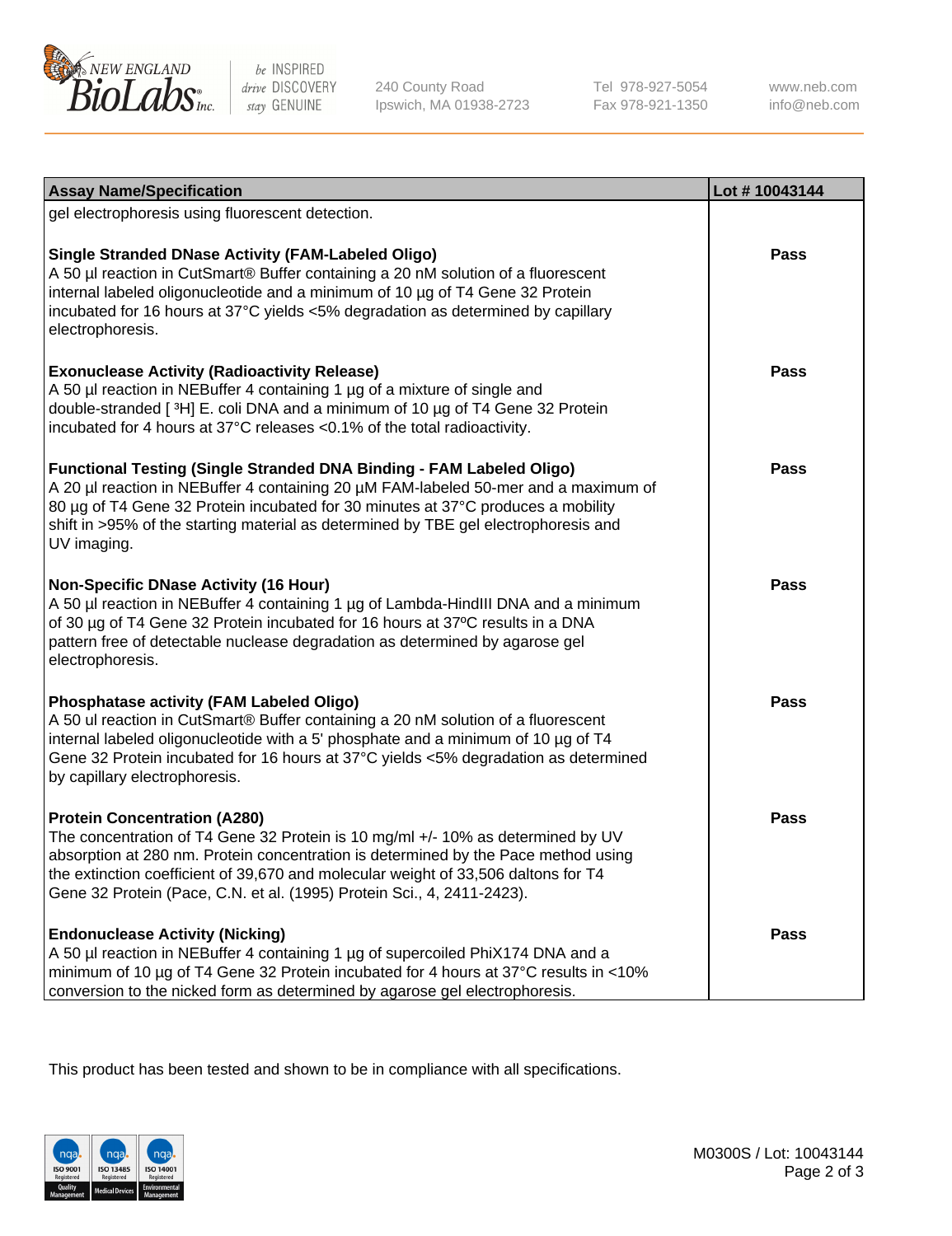| Assay Name/Specification | Lot # 10043144 |
|---|---|
| gel electrophoresis using fluorescent detection. | |
| **Single Stranded DNase Activity (FAM-Labeled Oligo)**<br>A 50 µl reaction in CutSmart® Buffer containing a 20 nM solution of a fluorescent internal labeled oligonucleotide and a minimum of 10 µg of T4 Gene 32 Protein incubated for 16 hours at 37°C yields <5% degradation as determined by capillary electrophoresis. | Pass |
| **Exonuclease Activity (Radioactivity Release)**<br>A 50 µl reaction in NEBuffer 4 containing 1 µg of a mixture of single and double-stranded [ $^3$H] E. coli DNA and a minimum of 10 µg of T4 Gene 32 Protein incubated for 4 hours at 37°C releases <0.1% of the total radioactivity. | Pass |
| **Functional Testing (Single Stranded DNA Binding - FAM Labeled Oligo)**<br>A 20 µl reaction in NEBuffer 4 containing 20 µM FAM-labeled 50-mer and a maximum of 80 µg of T4 Gene 32 Protein incubated for 30 minutes at 37°C produces a mobility shift in >95% of the starting material as determined by TBE gel electrophoresis and UV imaging. | Pass |
| **Non-Specific DNase Activity (16 Hour)**<br>A 50 µl reaction in NEBuffer 4 containing 1 µg of Lambda-HindIII DNA and a minimum of 30 µg of T4 Gene 32 Protein incubated for 16 hours at 37ºC results in a DNA pattern free of detectable nuclease degradation as determined by agarose gel electrophoresis. | Pass |
| **Phosphatase activity (FAM Labeled Oligo)**<br>A 50 ul reaction in CutSmart® Buffer containing a 20 nM solution of a fluorescent internal labeled oligonucleotide with a 5' phosphate and a minimum of 10 µg of T4 Gene 32 Protein incubated for 16 hours at 37°C yields <5% degradation as determined by capillary electrophoresis. | Pass |
| **Protein Concentration (A280)**<br>The concentration of T4 Gene 32 Protein is 10 mg/ml +/- 10% as determined by UV absorption at 280 nm. Protein concentration is determined by the Pace method using the extinction coefficient of 39,670 and molecular weight of 33,506 daltons for T4 Gene 32 Protein (Pace, C.N. et al. (1995) Protein Sci., 4, 2411-2423). | Pass |
| **Endonuclease Activity (Nicking)**<br>A 50 µl reaction in NEBuffer 4 containing 1 µg of supercoiled PhiX174 DNA and a minimum of 10 µg of T4 Gene 32 Protein incubated for 4 hours at 37°C results in <10% conversion to the nicked form as determined by agarose gel electrophoresis. | Pass |

This product has been tested and shown to be in compliance with all specifications.

M0300S / Lot: 10043144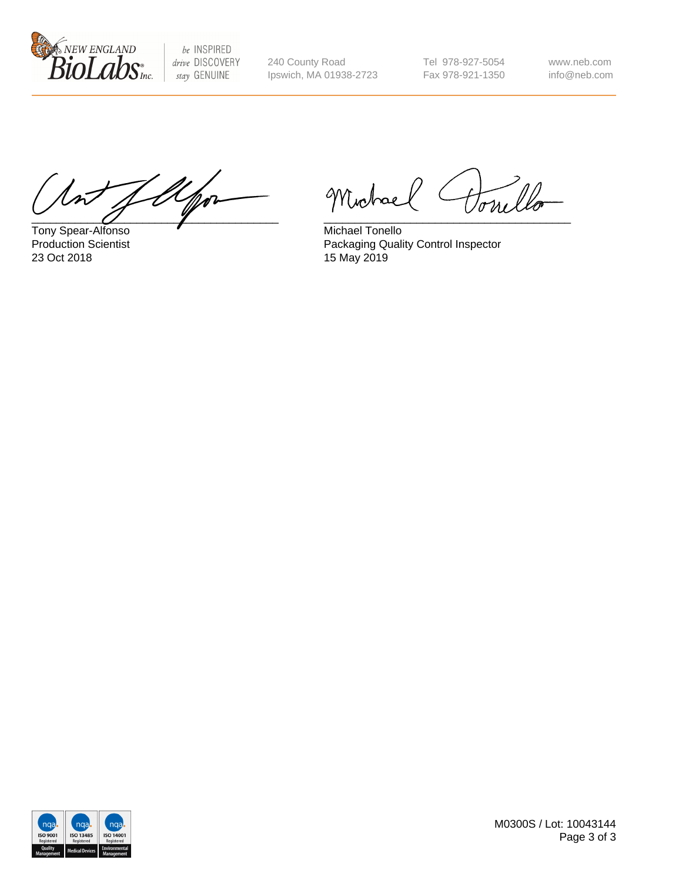240 County Road
Ipswich, MA 01938-2723

Tel 978-927-5054
Fax 978-921-1350

www.neb.com
info@neb.com

Tony Spear-Alfonso
Production Scientist
23 Oct 2018

Michael Tonello
Packaging Quality Control Inspector
15 May 2019

M0300S / Lot: 10043144